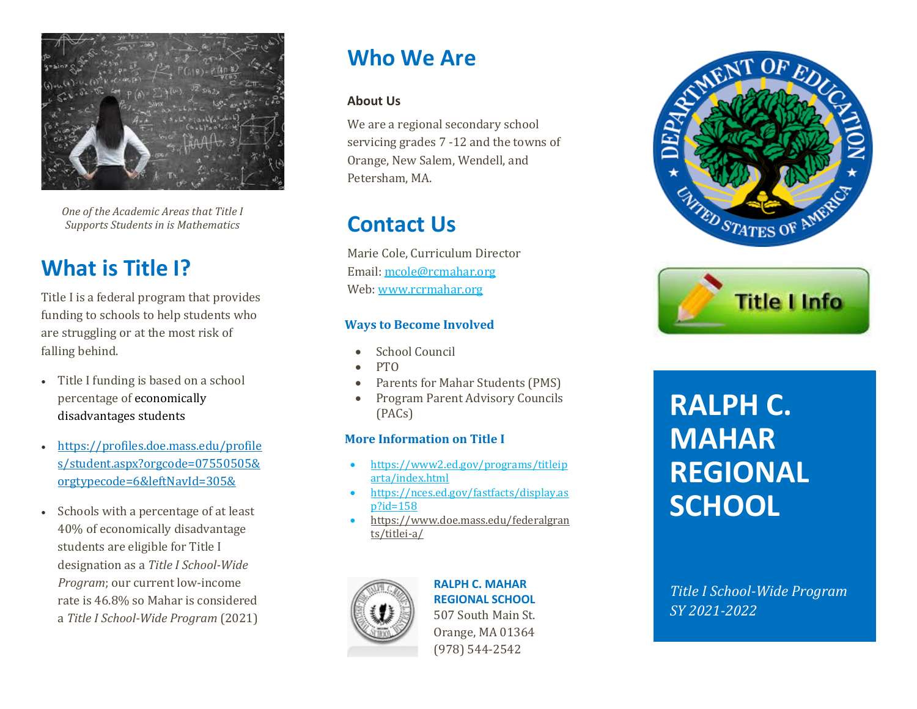*One of the Academic Areas that Title I Supports Students in is Mathematics*

## What is Title I?

Title I is a federal program that provides funding to schools to help students who are struggling or at the most risk of falling behind.

- Title I funding is based on a school percentage of economically disadvantages students
- https://profiles.doe.mass.edu/profiles/student.aspx?orgcode=07550505&orgtypecode=6&leftNavId=305&
- Schools with a percentage of at least 40% of economically disadvantage students are eligible for Title I designation as a *Title I School-Wide Program*; our current low-income rate is 46.8% so Mahar is considered a *Title I School-Wide Program* (2021)

## Who We Are

### About Us

We are a regional secondary school servicing grades 7 -12 and the towns of Orange, New Salem, Wendell, and Petersham, MA.

## Contact Us

Marie Cole, Curriculum Director
Email: mcole@rcmahar.org
Web: www.rcrmahar.org

### Ways to Become Involved

- School Council
- PTO
- Parents for Mahar Students (PMS)
- Program Parent Advisory Councils (PACs)

### More Information on Title I

- https://www2.ed.gov/programs/titleiparta/index.html
- https://nces.ed.gov/fastfacts/display.asp?id=158
- https://www.doe.mass.edu/federalgrants/titlei-a/

**RALPH C. MAHAR REGIONAL SCHOOL**
507 South Main St.
Orange, MA 01364
(978) 544-2542

Title I Info

# RALPH C. MAHAR REGIONAL SCHOOL

*Title I School-Wide Program*
*SY 2021-2022*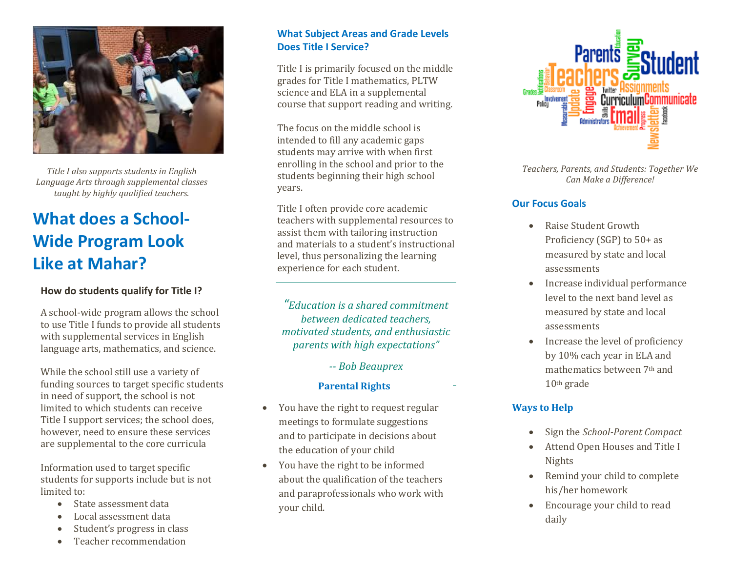*Title I also supports students in English Language Arts through supplemental classes taught by highly qualified teachers.*

# What does a School-Wide Program Look Like at Mahar?

### How do students qualify for Title I?

A school-wide program allows the school to use Title I funds to provide all students with supplemental services in English language arts, mathematics, and science.

While the school still use a variety of funding sources to target specific students in need of support, the school is not limited to which students can receive Title I support services; the school does, however, need to ensure these services are supplemental to the core curricula

Information used to target specific students for supports include but is not limited to:

- State assessment data
- Local assessment data
- Student's progress in class
- Teacher recommendation

### What Subject Areas and Grade Levels Does Title I Service?

Title I is primarily focused on the middle grades for Title I mathematics, PLTW science and ELA in a supplemental course that support reading and writing.

The focus on the middle school is intended to fill any academic gaps students may arrive with when first enrolling in the school and prior to the students beginning their high school years.

Title I often provide core academic teachers with supplemental resources to assist them with tailoring instruction and materials to a student's instructional level, thus personalizing the learning experience for each student.

---

*"Education is a shared commitment between dedicated teachers, motivated students, and enthusiastic parents with high expectations"*

*-- Bob Beauprex*

### Parental Rights

- You have the right to request regular meetings to formulate suggestions and to participate in decisions about the education of your child
- You have the right to be informed about the qualification of the teachers and paraprofessionals who work with your child.

*Teachers, Parents, and Students: Together We Can Make a Difference!*

### Our Focus Goals

- Raise Student Growth Proficiency (SGP) to 50+ as measured by state and local assessments
- Increase individual performance level to the next band level as measured by state and local assessments
- Increase the level of proficiency by 10% each year in ELA and mathematics between 7th and 10th grade

### Ways to Help

- Sign the *School-Parent Compact*
- Attend Open Houses and Title I Nights
- Remind your child to complete his/her homework
- Encourage your child to read daily